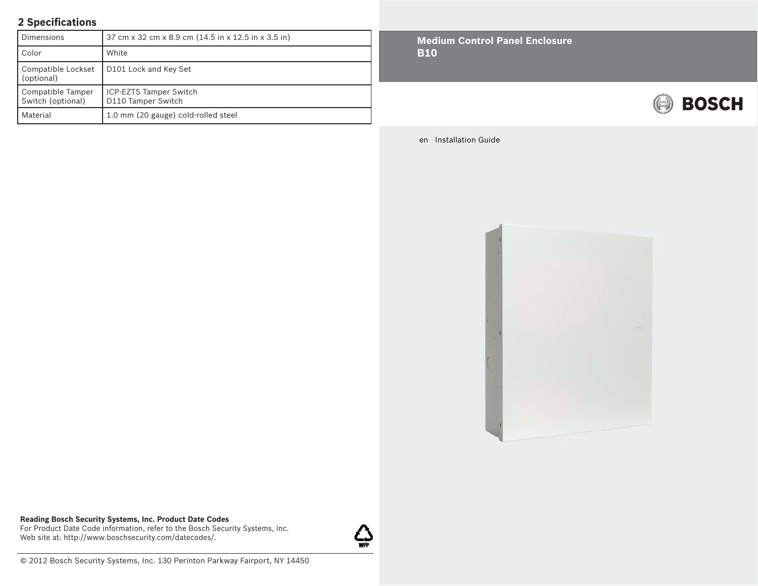## 2 Specifications

| | |
|---|---|
| Dimensions | 37 cm x 32 cm x 8.9 cm (14.5 in x 12.5 in x 3.5 in) |
| Color | White |
| Compatible Lockset (optional) | D101 Lock and Key Set |
| Compatible Tamper Switch (optional) | ICP-EZTS Tamper Switch<br>D110 Tamper Switch |
| Material | 1.0 mm (20 gauge) cold-rolled steel |

**Reading Bosch Security Systems, Inc. Product Date Codes**
For Product Date Code information, refer to the Bosch Security Systems, Inc. Web site at: http://www.boschsecurity.com/datecodes/.

© 2012 Bosch Security Systems, Inc. 130 Perinton Parkway Fairport, NY 14450

# Medium Control Panel Enclosure
# B10

BOSCH

en Installation Guide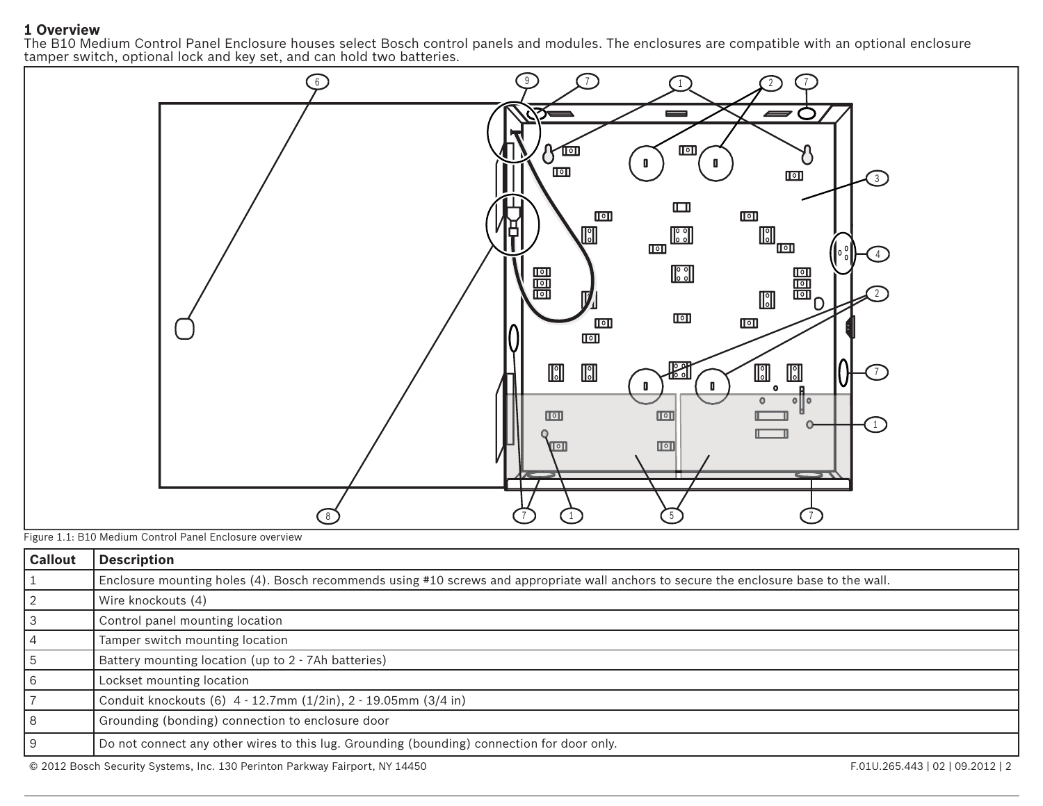# 1 Overview

The B10 Medium Control Panel Enclosure houses select Bosch control panels and modules. The enclosures are compatible with an optional enclosure tamper switch, optional lock and key set, and can hold two batteries.

Figure 1.1: B10 Medium Control Panel Enclosure overview

| Callout | Description |
|---|---|
| 1 | Enclosure mounting holes (4). Bosch recommends using #10 screws and appropriate wall anchors to secure the enclosure base to the wall. |
| 2 | Wire knockouts (4) |
| 3 | Control panel mounting location |
| 4 | Tamper switch mounting location |
| 5 | Battery mounting location (up to 2 - 7Ah batteries) |
| 6 | Lockset mounting location |
| 7 | Conduit knockouts (6)  4 - 12.7mm (1/2in), 2 - 19.05mm (3/4 in) |
| 8 | Grounding (bonding) connection to enclosure door |
| 9 | Do not connect any other wires to this lug. Grounding (bounding) connection for door only. |